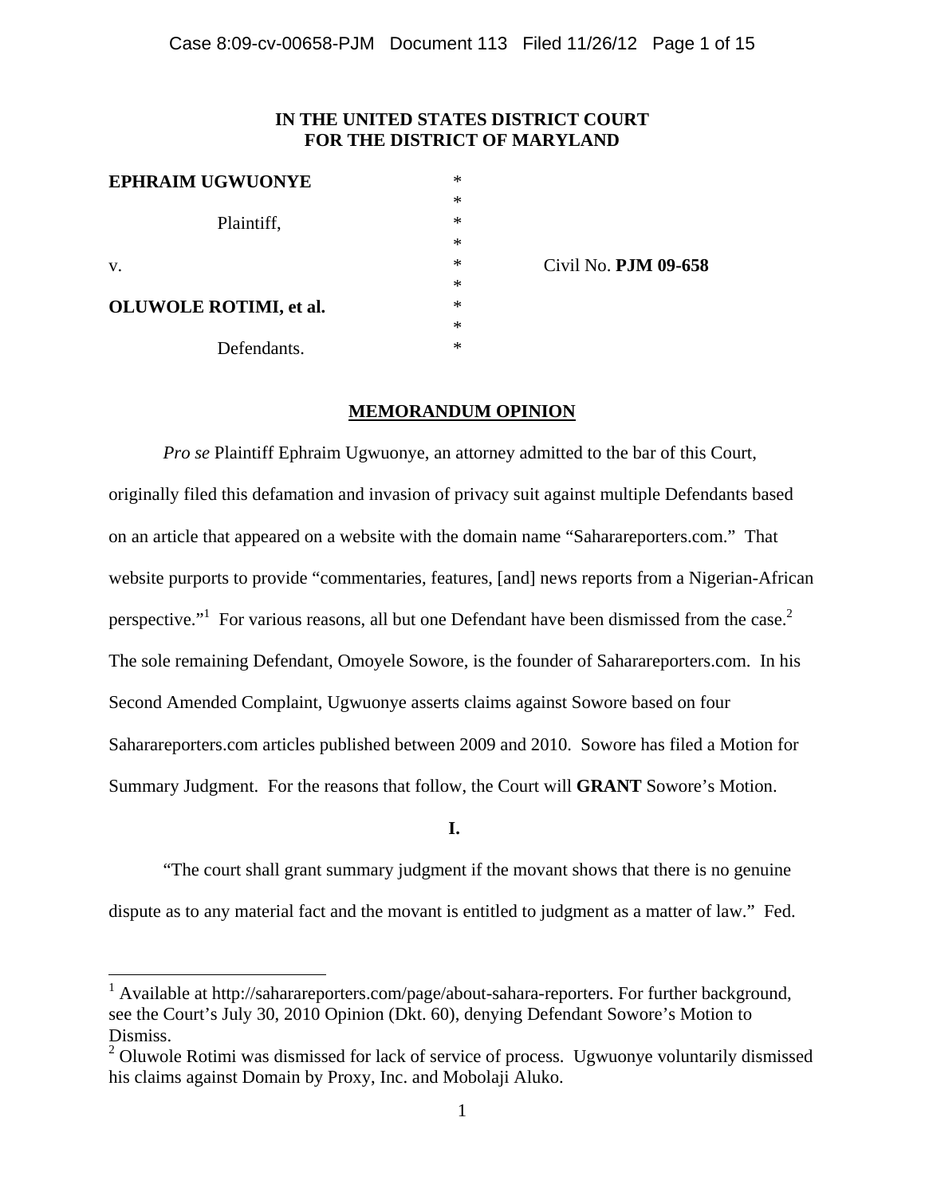**IN THE UNITED STATES DISTRICT COURT**
**FOR THE DISTRICT OF MARYLAND**

| | | |
|---|---|---|
| **EPHRAIM UGWUONYE** | * | |
| | * | |
| Plaintiff, | * | |
| | * | |
| v. | * | Civil No. **PJM 09-658** |
| | * | |
| **OLUWOLE ROTIMI, et al.** | * | |
| | * | |
| Defendants. | * | |

**MEMORANDUM OPINION**

*Pro se* Plaintiff Ephraim Ugwuonye, an attorney admitted to the bar of this Court, originally filed this defamation and invasion of privacy suit against multiple Defendants based on an article that appeared on a website with the domain name "Saharareporters.com." That website purports to provide "commentaries, features, [and] news reports from a Nigerian-African perspective."[1] For various reasons, all but one Defendant have been dismissed from the case.[2] The sole remaining Defendant, Omoyele Sowore, is the founder of Saharareporters.com. In his Second Amended Complaint, Ugwuonye asserts claims against Sowore based on four Saharareporters.com articles published between 2009 and 2010. Sowore has filed a Motion for Summary Judgment. For the reasons that follow, the Court will **GRANT** Sowore's Motion.

**I.**

"The court shall grant summary judgment if the movant shows that there is no genuine dispute as to any material fact and the movant is entitled to judgment as a matter of law." Fed.

---

[1] Available at http://saharareporters.com/page/about-sahara-reporters. For further background, see the Court's July 30, 2010 Opinion (Dkt. 60), denying Defendant Sowore's Motion to Dismiss.

[2] Oluwole Rotimi was dismissed for lack of service of process. Ugwuonye voluntarily dismissed his claims against Domain by Proxy, Inc. and Mobolaji Aluko.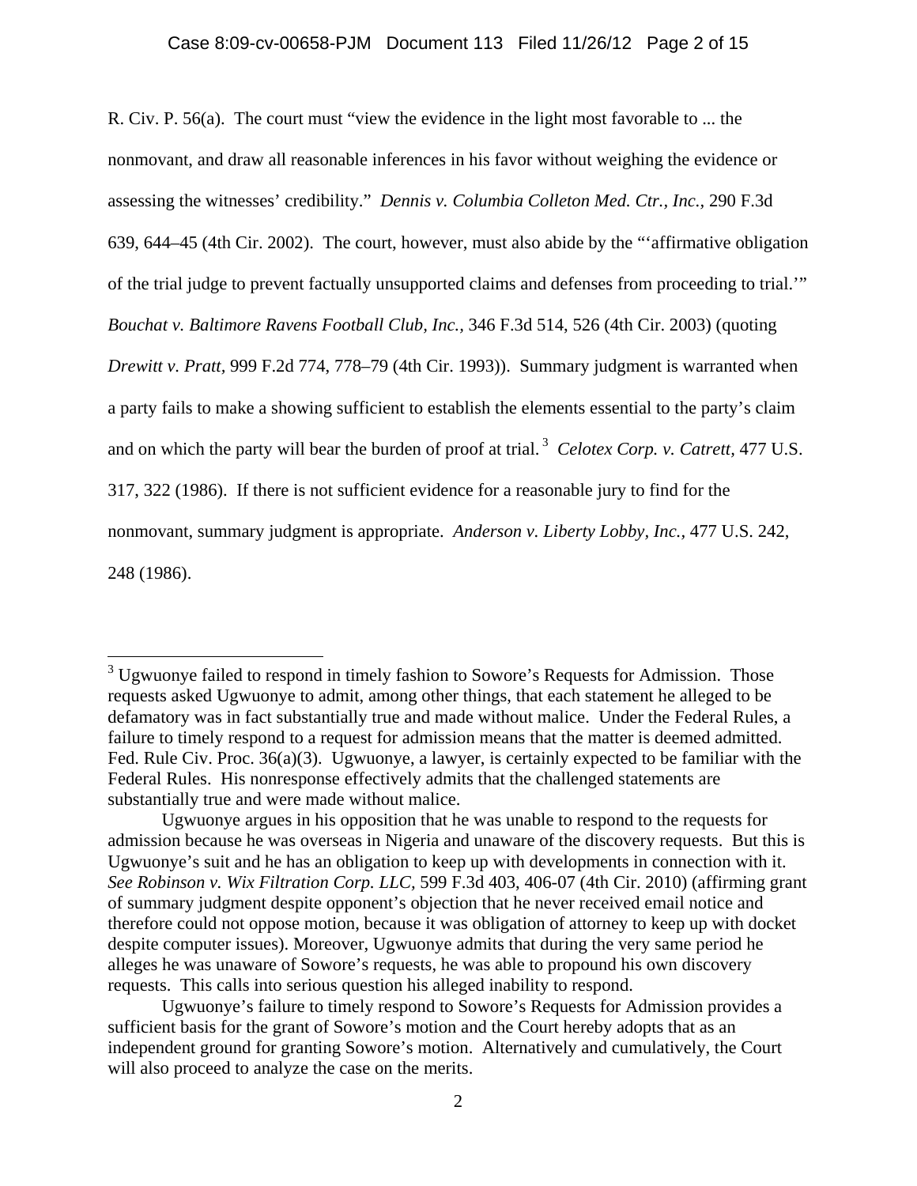R. Civ. P. 56(a). The court must "view the evidence in the light most favorable to ... the nonmovant, and draw all reasonable inferences in his favor without weighing the evidence or assessing the witnesses' credibility." *Dennis v. Columbia Colleton Med. Ctr., Inc.*, 290 F.3d 639, 644–45 (4th Cir. 2002). The court, however, must also abide by the "'affirmative obligation of the trial judge to prevent factually unsupported claims and defenses from proceeding to trial.'" *Bouchat v. Baltimore Ravens Football Club, Inc.*, 346 F.3d 514, 526 (4th Cir. 2003) (quoting *Drewitt v. Pratt*, 999 F.2d 774, 778–79 (4th Cir. 1993)). Summary judgment is warranted when a party fails to make a showing sufficient to establish the elements essential to the party's claim and on which the party will bear the burden of proof at trial.[3] *Celotex Corp. v. Catrett*, 477 U.S. 317, 322 (1986). If there is not sufficient evidence for a reasonable jury to find for the nonmovant, summary judgment is appropriate. *Anderson v. Liberty Lobby, Inc.*, 477 U.S. 242, 248 (1986).

---

[3] Ugwuonye failed to respond in timely fashion to Sowore's Requests for Admission. Those requests asked Ugwuonye to admit, among other things, that each statement he alleged to be defamatory was in fact substantially true and made without malice. Under the Federal Rules, a failure to timely respond to a request for admission means that the matter is deemed admitted. Fed. Rule Civ. Proc. 36(a)(3). Ugwuonye, a lawyer, is certainly expected to be familiar with the Federal Rules. His nonresponse effectively admits that the challenged statements are substantially true and were made without malice.

Ugwuonye argues in his opposition that he was unable to respond to the requests for admission because he was overseas in Nigeria and unaware of the discovery requests. But this is Ugwuonye's suit and he has an obligation to keep up with developments in connection with it. *See Robinson v. Wix Filtration Corp. LLC*, 599 F.3d 403, 406-07 (4th Cir. 2010) (affirming grant of summary judgment despite opponent's objection that he never received email notice and therefore could not oppose motion, because it was obligation of attorney to keep up with docket despite computer issues). Moreover, Ugwuonye admits that during the very same period he alleges he was unaware of Sowore's requests, he was able to propound his own discovery requests. This calls into serious question his alleged inability to respond.

Ugwuonye's failure to timely respond to Sowore's Requests for Admission provides a sufficient basis for the grant of Sowore's motion and the Court hereby adopts that as an independent ground for granting Sowore's motion. Alternatively and cumulatively, the Court will also proceed to analyze the case on the merits.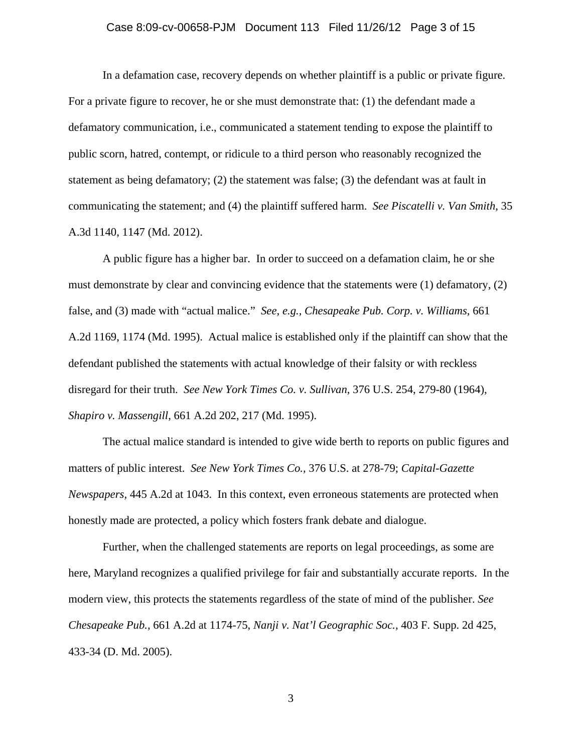In a defamation case, recovery depends on whether plaintiff is a public or private figure. For a private figure to recover, he or she must demonstrate that: (1) the defendant made a defamatory communication, i.e., communicated a statement tending to expose the plaintiff to public scorn, hatred, contempt, or ridicule to a third person who reasonably recognized the statement as being defamatory; (2) the statement was false; (3) the defendant was at fault in communicating the statement; and (4) the plaintiff suffered harm. *See Piscatelli v. Van Smith*, 35 A.3d 1140, 1147 (Md. 2012).

A public figure has a higher bar. In order to succeed on a defamation claim, he or she must demonstrate by clear and convincing evidence that the statements were (1) defamatory, (2) false, and (3) made with "actual malice." *See, e.g., Chesapeake Pub. Corp. v. Williams*, 661 A.2d 1169, 1174 (Md. 1995). Actual malice is established only if the plaintiff can show that the defendant published the statements with actual knowledge of their falsity or with reckless disregard for their truth. *See New York Times Co. v. Sullivan*, 376 U.S. 254, 279-80 (1964), *Shapiro v. Massengill*, 661 A.2d 202, 217 (Md. 1995).

The actual malice standard is intended to give wide berth to reports on public figures and matters of public interest. *See New York Times Co.*, 376 U.S. at 278-79; *Capital-Gazette Newspapers*, 445 A.2d at 1043. In this context, even erroneous statements are protected when honestly made are protected, a policy which fosters frank debate and dialogue.

Further, when the challenged statements are reports on legal proceedings, as some are here, Maryland recognizes a qualified privilege for fair and substantially accurate reports. In the modern view, this protects the statements regardless of the state of mind of the publisher. *See Chesapeake Pub.*, 661 A.2d at 1174-75, *Nanji v. Nat'l Geographic Soc.*, 403 F. Supp. 2d 425, 433-34 (D. Md. 2005).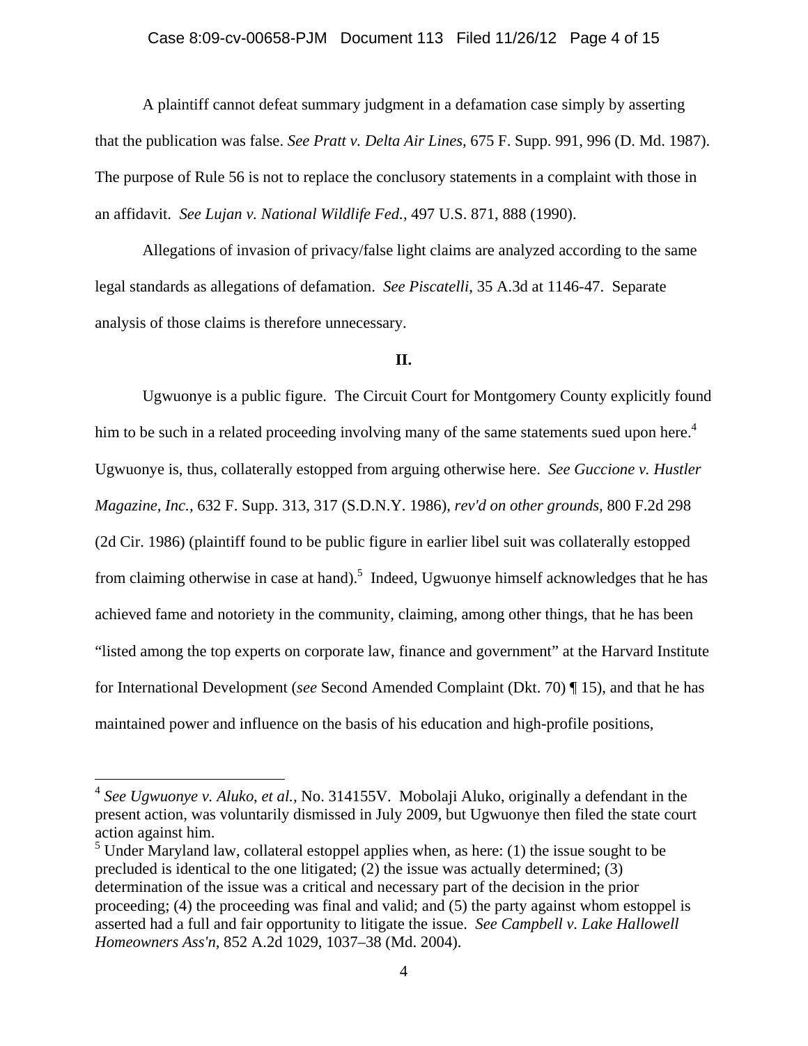A plaintiff cannot defeat summary judgment in a defamation case simply by asserting that the publication was false. *See Pratt v. Delta Air Lines,* 675 F. Supp. 991, 996 (D. Md. 1987). The purpose of Rule 56 is not to replace the conclusory statements in a complaint with those in an affidavit. *See Lujan v. National Wildlife Fed.,* 497 U.S. 871, 888 (1990).

Allegations of invasion of privacy/false light claims are analyzed according to the same legal standards as allegations of defamation. *See Piscatelli*, 35 A.3d at 1146-47. Separate analysis of those claims is therefore unnecessary.

**II.**

Ugwuonye is a public figure. The Circuit Court for Montgomery County explicitly found him to be such in a related proceeding involving many of the same statements sued upon here.[4] Ugwuonye is, thus, collaterally estopped from arguing otherwise here. *See Guccione v. Hustler Magazine, Inc.*, 632 F. Supp. 313, 317 (S.D.N.Y. 1986), *rev'd on other grounds,* 800 F.2d 298 (2d Cir. 1986) (plaintiff found to be public figure in earlier libel suit was collaterally estopped from claiming otherwise in case at hand).[5] Indeed, Ugwuonye himself acknowledges that he has achieved fame and notoriety in the community, claiming, among other things, that he has been "listed among the top experts on corporate law, finance and government" at the Harvard Institute for International Development (*see* Second Amended Complaint (Dkt. 70) ¶ 15), and that he has maintained power and influence on the basis of his education and high-profile positions,

---

[4] *See Ugwuonye v. Aluko, et al.,* No. 314155V. Mobolaji Aluko, originally a defendant in the present action, was voluntarily dismissed in July 2009, but Ugwuonye then filed the state court action against him.

[5] Under Maryland law, collateral estoppel applies when, as here: (1) the issue sought to be precluded is identical to the one litigated; (2) the issue was actually determined; (3) determination of the issue was a critical and necessary part of the decision in the prior proceeding; (4) the proceeding was final and valid; and (5) the party against whom estoppel is asserted had a full and fair opportunity to litigate the issue. *See Campbell v. Lake Hallowell Homeowners Ass'n,* 852 A.2d 1029, 1037–38 (Md. 2004).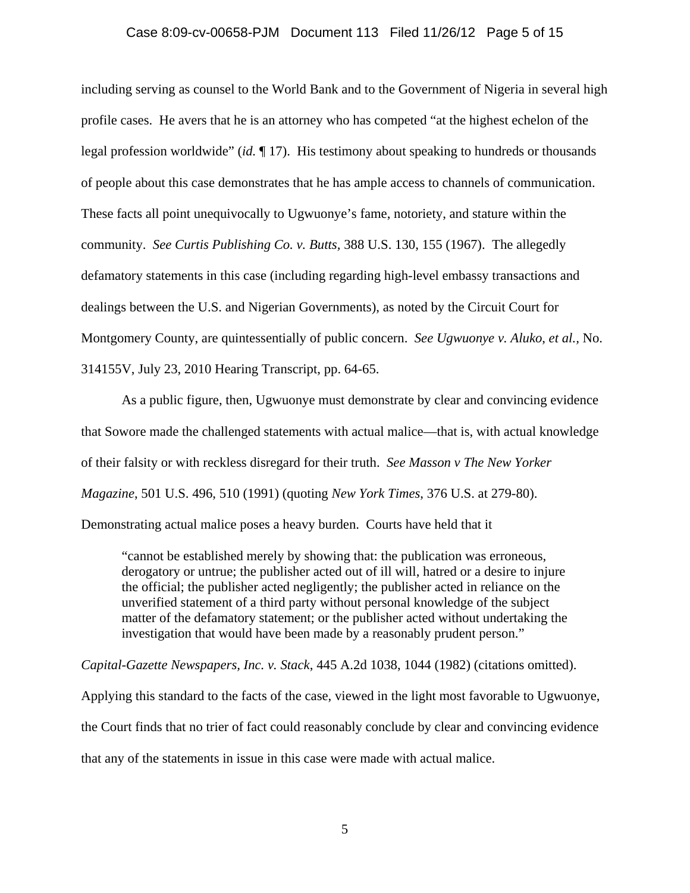including serving as counsel to the World Bank and to the Government of Nigeria in several high profile cases. He avers that he is an attorney who has competed "at the highest echelon of the legal profession worldwide" (*id.* ¶ 17). His testimony about speaking to hundreds or thousands of people about this case demonstrates that he has ample access to channels of communication. These facts all point unequivocally to Ugwuonye's fame, notoriety, and stature within the community. *See Curtis Publishing Co. v. Butts*, 388 U.S. 130, 155 (1967). The allegedly defamatory statements in this case (including regarding high-level embassy transactions and dealings between the U.S. and Nigerian Governments), as noted by the Circuit Court for Montgomery County, are quintessentially of public concern. *See Ugwuonye v. Aluko, et al.*, No. 314155V, July 23, 2010 Hearing Transcript, pp. 64-65.

As a public figure, then, Ugwuonye must demonstrate by clear and convincing evidence that Sowore made the challenged statements with actual malice—that is, with actual knowledge of their falsity or with reckless disregard for their truth. *See Masson v The New Yorker Magazine*, 501 U.S. 496, 510 (1991) (quoting *New York Times*, 376 U.S. at 279-80). Demonstrating actual malice poses a heavy burden. Courts have held that it

> "cannot be established merely by showing that: the publication was erroneous, derogatory or untrue; the publisher acted out of ill will, hatred or a desire to injure the official; the publisher acted negligently; the publisher acted in reliance on the unverified statement of a third party without personal knowledge of the subject matter of the defamatory statement; or the publisher acted without undertaking the investigation that would have been made by a reasonably prudent person."

*Capital-Gazette Newspapers, Inc. v. Stack*, 445 A.2d 1038, 1044 (1982) (citations omitted). Applying this standard to the facts of the case, viewed in the light most favorable to Ugwuonye, the Court finds that no trier of fact could reasonably conclude by clear and convincing evidence that any of the statements in issue in this case were made with actual malice.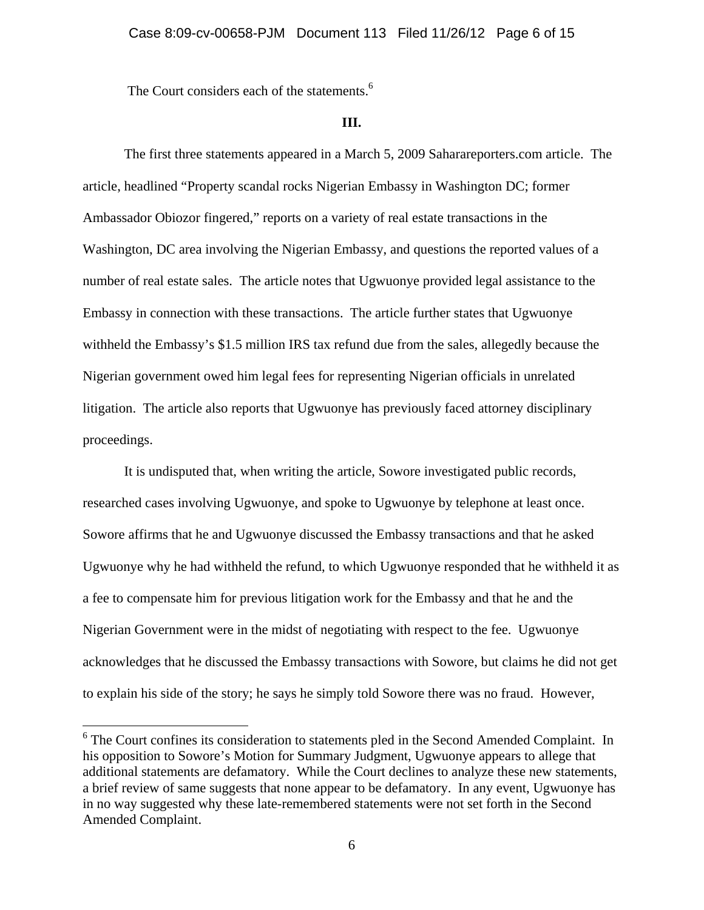The Court considers each of the statements.[6]

### III.

The first three statements appeared in a March 5, 2009 Saharareporters.com article. The article, headlined "Property scandal rocks Nigerian Embassy in Washington DC; former Ambassador Obiozor fingered," reports on a variety of real estate transactions in the Washington, DC area involving the Nigerian Embassy, and questions the reported values of a number of real estate sales. The article notes that Ugwuonye provided legal assistance to the Embassy in connection with these transactions. The article further states that Ugwuonye withheld the Embassy's $1.5 million IRS tax refund due from the sales, allegedly because the Nigerian government owed him legal fees for representing Nigerian officials in unrelated litigation. The article also reports that Ugwuonye has previously faced attorney disciplinary proceedings.

It is undisputed that, when writing the article, Sowore investigated public records, researched cases involving Ugwuonye, and spoke to Ugwuonye by telephone at least once. Sowore affirms that he and Ugwuonye discussed the Embassy transactions and that he asked Ugwuonye why he had withheld the refund, to which Ugwuonye responded that he withheld it as a fee to compensate him for previous litigation work for the Embassy and that he and the Nigerian Government were in the midst of negotiating with respect to the fee. Ugwuonye acknowledges that he discussed the Embassy transactions with Sowore, but claims he did not get to explain his side of the story; he says he simply told Sowore there was no fraud. However,

---

[6] The Court confines its consideration to statements pled in the Second Amended Complaint. In his opposition to Sowore's Motion for Summary Judgment, Ugwuonye appears to allege that additional statements are defamatory. While the Court declines to analyze these new statements, a brief review of same suggests that none appear to be defamatory. In any event, Ugwuonye has in no way suggested why these late-remembered statements were not set forth in the Second Amended Complaint.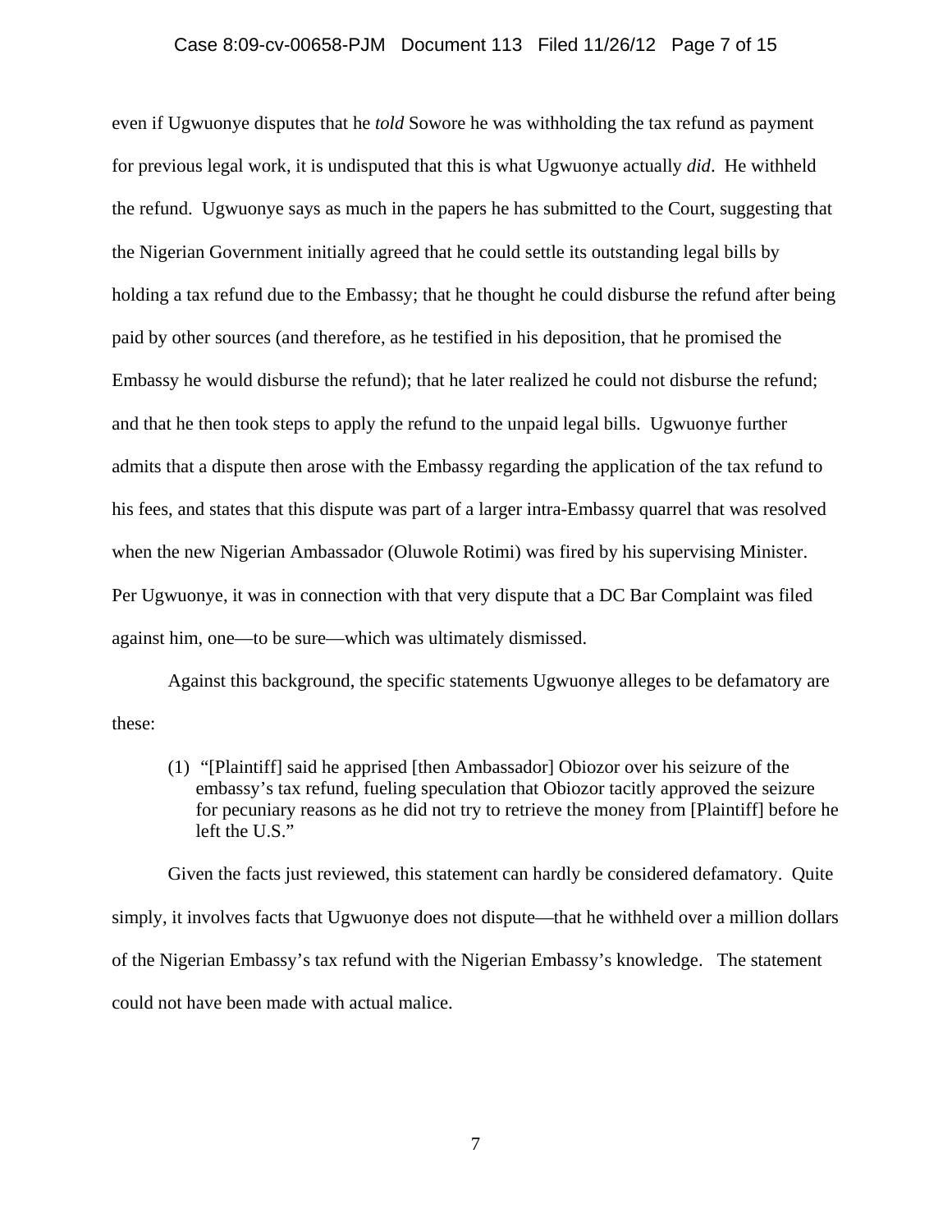even if Ugwuonye disputes that he *told* Sowore he was withholding the tax refund as payment for previous legal work, it is undisputed that this is what Ugwuonye actually *did*. He withheld the refund. Ugwuonye says as much in the papers he has submitted to the Court, suggesting that the Nigerian Government initially agreed that he could settle its outstanding legal bills by holding a tax refund due to the Embassy; that he thought he could disburse the refund after being paid by other sources (and therefore, as he testified in his deposition, that he promised the Embassy he would disburse the refund); that he later realized he could not disburse the refund; and that he then took steps to apply the refund to the unpaid legal bills. Ugwuonye further admits that a dispute then arose with the Embassy regarding the application of the tax refund to his fees, and states that this dispute was part of a larger intra-Embassy quarrel that was resolved when the new Nigerian Ambassador (Oluwole Rotimi) was fired by his supervising Minister. Per Ugwuonye, it was in connection with that very dispute that a DC Bar Complaint was filed against him, one—to be sure—which was ultimately dismissed.

Against this background, the specific statements Ugwuonye alleges to be defamatory are these:

> (1) "[Plaintiff] said he apprised [then Ambassador] Obiozor over his seizure of the embassy's tax refund, fueling speculation that Obiozor tacitly approved the seizure for pecuniary reasons as he did not try to retrieve the money from [Plaintiff] before he left the U.S."

Given the facts just reviewed, this statement can hardly be considered defamatory. Quite simply, it involves facts that Ugwuonye does not dispute—that he withheld over a million dollars of the Nigerian Embassy's tax refund with the Nigerian Embassy's knowledge. The statement could not have been made with actual malice.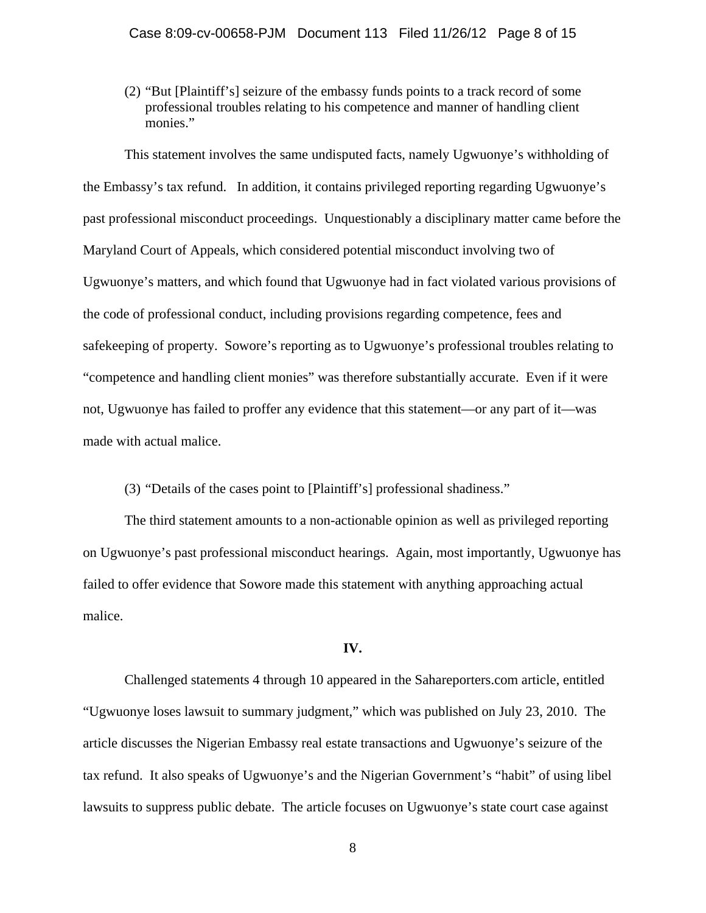(2) "But [Plaintiff's] seizure of the embassy funds points to a track record of some professional troubles relating to his competence and manner of handling client monies."

This statement involves the same undisputed facts, namely Ugwuonye's withholding of the Embassy's tax refund. In addition, it contains privileged reporting regarding Ugwuonye's past professional misconduct proceedings. Unquestionably a disciplinary matter came before the Maryland Court of Appeals, which considered potential misconduct involving two of Ugwuonye's matters, and which found that Ugwuonye had in fact violated various provisions of the code of professional conduct, including provisions regarding competence, fees and safekeeping of property. Sowore's reporting as to Ugwuonye's professional troubles relating to "competence and handling client monies" was therefore substantially accurate. Even if it were not, Ugwuonye has failed to proffer any evidence that this statement—or any part of it—was made with actual malice.

(3) "Details of the cases point to [Plaintiff's] professional shadiness."

The third statement amounts to a non-actionable opinion as well as privileged reporting on Ugwuonye's past professional misconduct hearings. Again, most importantly, Ugwuonye has failed to offer evidence that Sowore made this statement with anything approaching actual malice.

**IV.**

Challenged statements 4 through 10 appeared in the Sahareporters.com article, entitled "Ugwuonye loses lawsuit to summary judgment," which was published on July 23, 2010. The article discusses the Nigerian Embassy real estate transactions and Ugwuonye's seizure of the tax refund. It also speaks of Ugwuonye's and the Nigerian Government's "habit" of using libel lawsuits to suppress public debate. The article focuses on Ugwuonye's state court case against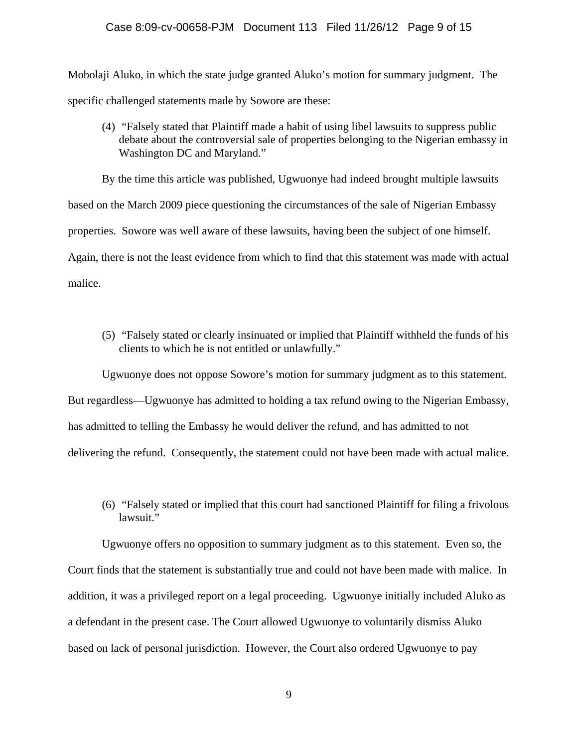Mobolaji Aluko, in which the state judge granted Aluko's motion for summary judgment. The specific challenged statements made by Sowore are these:

> (4) "Falsely stated that Plaintiff made a habit of using libel lawsuits to suppress public debate about the controversial sale of properties belonging to the Nigerian embassy in Washington DC and Maryland."

By the time this article was published, Ugwuonye had indeed brought multiple lawsuits based on the March 2009 piece questioning the circumstances of the sale of Nigerian Embassy properties. Sowore was well aware of these lawsuits, having been the subject of one himself. Again, there is not the least evidence from which to find that this statement was made with actual malice.

> (5) "Falsely stated or clearly insinuated or implied that Plaintiff withheld the funds of his clients to which he is not entitled or unlawfully."

Ugwuonye does not oppose Sowore's motion for summary judgment as to this statement. But regardless—Ugwuonye has admitted to holding a tax refund owing to the Nigerian Embassy, has admitted to telling the Embassy he would deliver the refund, and has admitted to not delivering the refund. Consequently, the statement could not have been made with actual malice.

> (6) "Falsely stated or implied that this court had sanctioned Plaintiff for filing a frivolous lawsuit."

Ugwuonye offers no opposition to summary judgment as to this statement. Even so, the Court finds that the statement is substantially true and could not have been made with malice. In addition, it was a privileged report on a legal proceeding. Ugwuonye initially included Aluko as a defendant in the present case. The Court allowed Ugwuonye to voluntarily dismiss Aluko based on lack of personal jurisdiction. However, the Court also ordered Ugwuonye to pay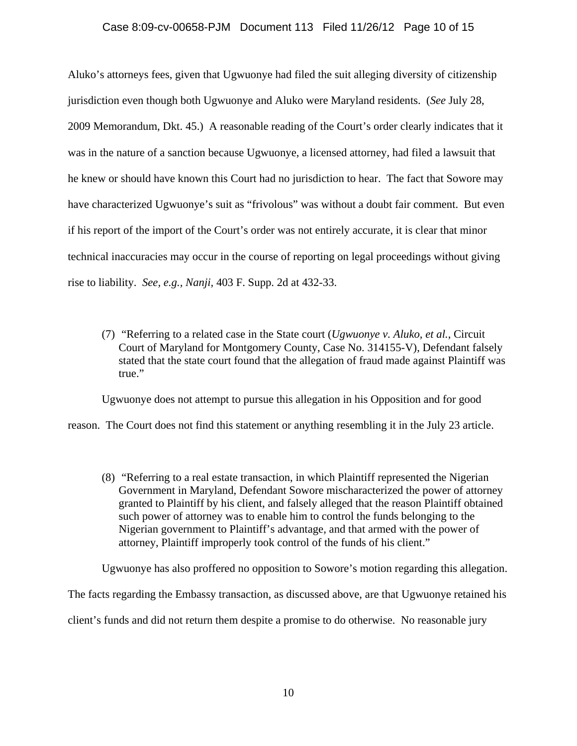Aluko's attorneys fees, given that Ugwuonye had filed the suit alleging diversity of citizenship jurisdiction even though both Ugwuonye and Aluko were Maryland residents. (*See* July 28, 2009 Memorandum, Dkt. 45.) A reasonable reading of the Court's order clearly indicates that it was in the nature of a sanction because Ugwuonye, a licensed attorney, had filed a lawsuit that he knew or should have known this Court had no jurisdiction to hear. The fact that Sowore may have characterized Ugwuonye's suit as "frivolous" was without a doubt fair comment. But even if his report of the import of the Court's order was not entirely accurate, it is clear that minor technical inaccuracies may occur in the course of reporting on legal proceedings without giving rise to liability. *See, e.g., Nanji*, 403 F. Supp. 2d at 432-33.

> (7) "Referring to a related case in the State court (*Ugwuonye v. Aluko, et al.*, Circuit Court of Maryland for Montgomery County, Case No. 314155-V), Defendant falsely stated that the state court found that the allegation of fraud made against Plaintiff was true."

Ugwuonye does not attempt to pursue this allegation in his Opposition and for good reason. The Court does not find this statement or anything resembling it in the July 23 article.

> (8) "Referring to a real estate transaction, in which Plaintiff represented the Nigerian Government in Maryland, Defendant Sowore mischaracterized the power of attorney granted to Plaintiff by his client, and falsely alleged that the reason Plaintiff obtained such power of attorney was to enable him to control the funds belonging to the Nigerian government to Plaintiff's advantage, and that armed with the power of attorney, Plaintiff improperly took control of the funds of his client."

Ugwuonye has also proffered no opposition to Sowore's motion regarding this allegation. The facts regarding the Embassy transaction, as discussed above, are that Ugwuonye retained his client's funds and did not return them despite a promise to do otherwise. No reasonable jury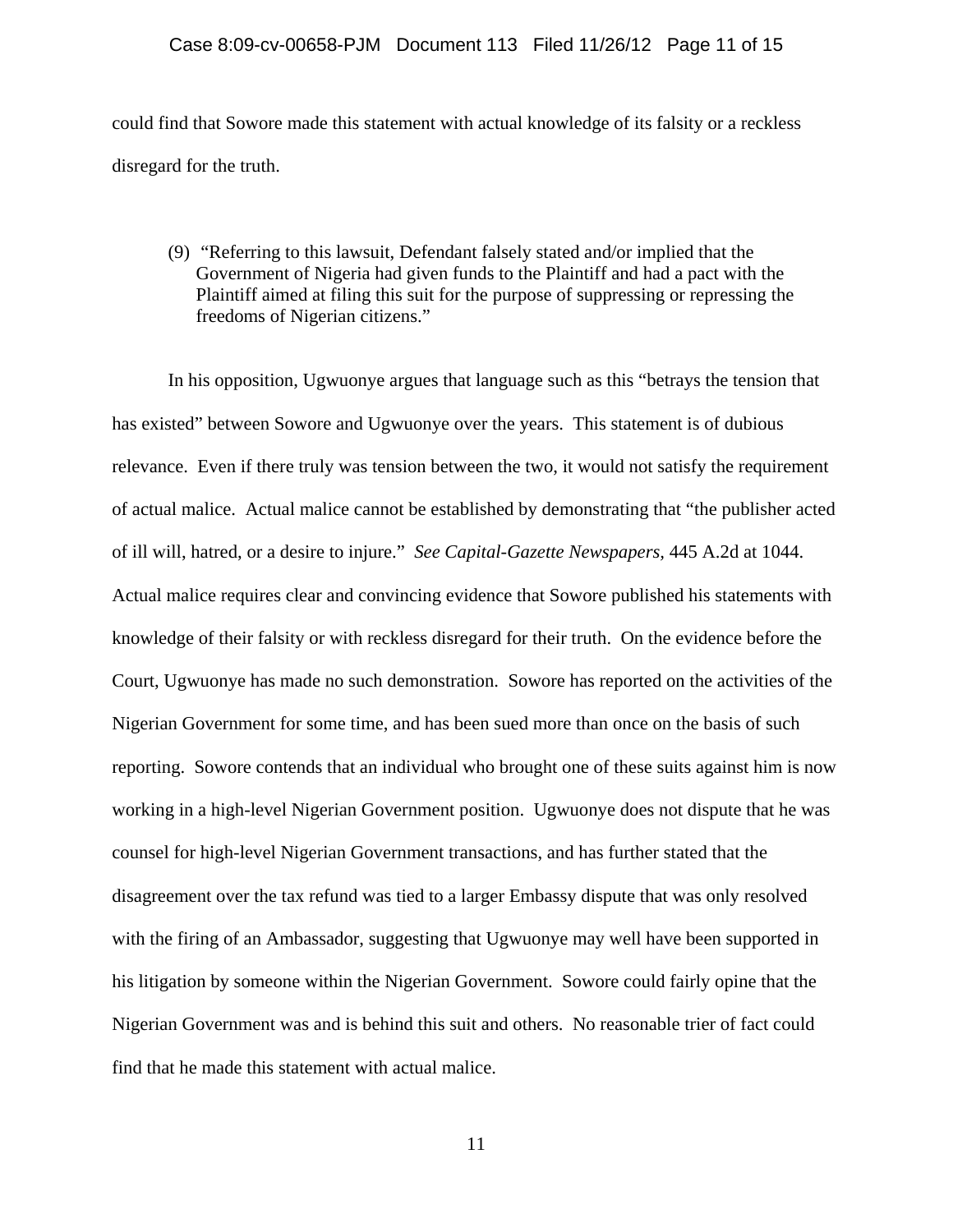could find that Sowore made this statement with actual knowledge of its falsity or a reckless disregard for the truth.

> (9) "Referring to this lawsuit, Defendant falsely stated and/or implied that the Government of Nigeria had given funds to the Plaintiff and had a pact with the Plaintiff aimed at filing this suit for the purpose of suppressing or repressing the freedoms of Nigerian citizens."

In his opposition, Ugwuonye argues that language such as this "betrays the tension that has existed" between Sowore and Ugwuonye over the years. This statement is of dubious relevance. Even if there truly was tension between the two, it would not satisfy the requirement of actual malice. Actual malice cannot be established by demonstrating that "the publisher acted of ill will, hatred, or a desire to injure." *See Capital-Gazette Newspapers*, 445 A.2d at 1044. Actual malice requires clear and convincing evidence that Sowore published his statements with knowledge of their falsity or with reckless disregard for their truth. On the evidence before the Court, Ugwuonye has made no such demonstration. Sowore has reported on the activities of the Nigerian Government for some time, and has been sued more than once on the basis of such reporting. Sowore contends that an individual who brought one of these suits against him is now working in a high-level Nigerian Government position. Ugwuonye does not dispute that he was counsel for high-level Nigerian Government transactions, and has further stated that the disagreement over the tax refund was tied to a larger Embassy dispute that was only resolved with the firing of an Ambassador, suggesting that Ugwuonye may well have been supported in his litigation by someone within the Nigerian Government. Sowore could fairly opine that the Nigerian Government was and is behind this suit and others. No reasonable trier of fact could find that he made this statement with actual malice.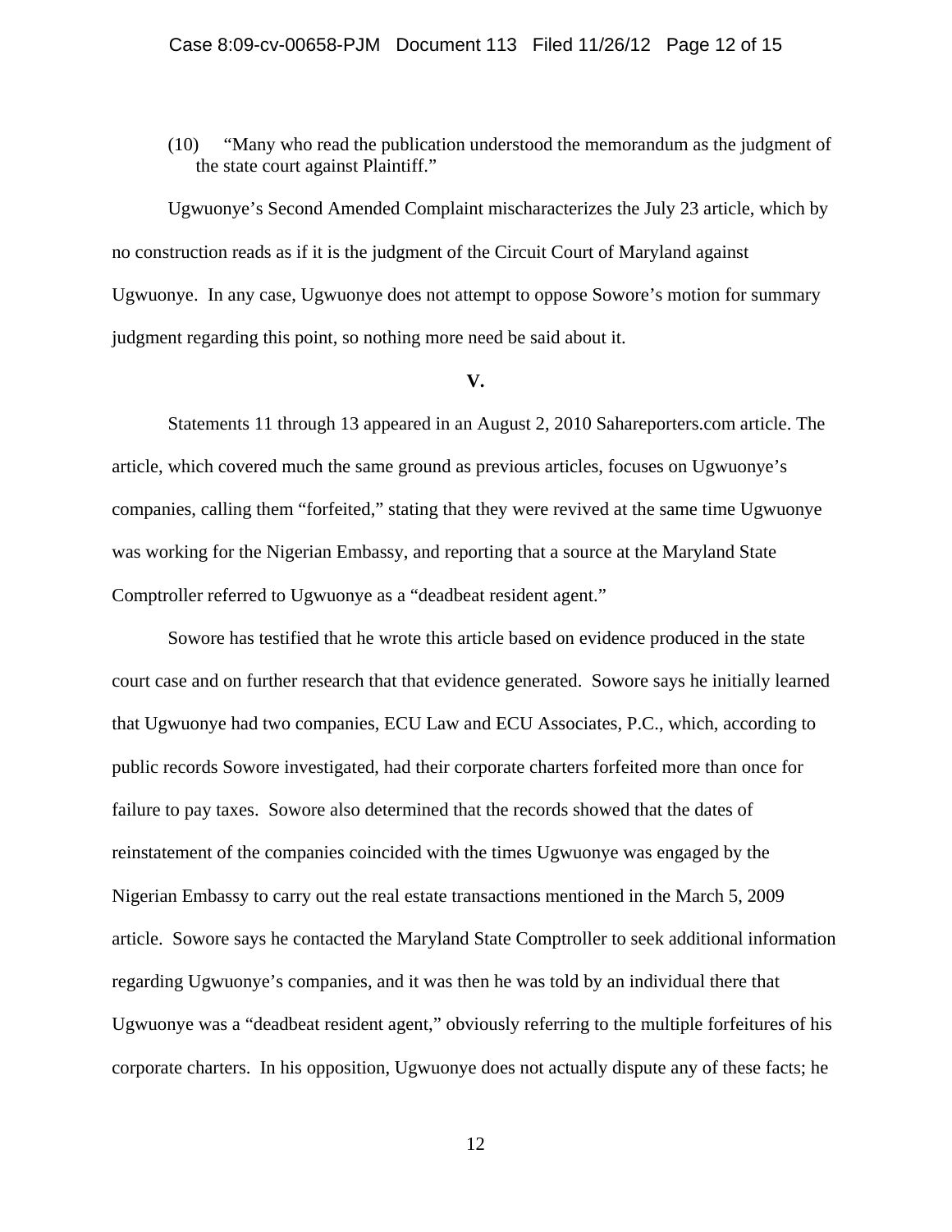(10) “Many who read the publication understood the memorandum as the judgment of the state court against Plaintiff.”

Ugwuonye’s Second Amended Complaint mischaracterizes the July 23 article, which by no construction reads as if it is the judgment of the Circuit Court of Maryland against Ugwuonye. In any case, Ugwuonye does not attempt to oppose Sowore’s motion for summary judgment regarding this point, so nothing more need be said about it.

**V.**

Statements 11 through 13 appeared in an August 2, 2010 Sahareporters.com article. The article, which covered much the same ground as previous articles, focuses on Ugwuonye’s companies, calling them “forfeited,” stating that they were revived at the same time Ugwuonye was working for the Nigerian Embassy, and reporting that a source at the Maryland State Comptroller referred to Ugwuonye as a “deadbeat resident agent.”

Sowore has testified that he wrote this article based on evidence produced in the state court case and on further research that that evidence generated. Sowore says he initially learned that Ugwuonye had two companies, ECU Law and ECU Associates, P.C., which, according to public records Sowore investigated, had their corporate charters forfeited more than once for failure to pay taxes. Sowore also determined that the records showed that the dates of reinstatement of the companies coincided with the times Ugwuonye was engaged by the Nigerian Embassy to carry out the real estate transactions mentioned in the March 5, 2009 article. Sowore says he contacted the Maryland State Comptroller to seek additional information regarding Ugwuonye’s companies, and it was then he was told by an individual there that Ugwuonye was a “deadbeat resident agent,” obviously referring to the multiple forfeitures of his corporate charters. In his opposition, Ugwuonye does not actually dispute any of these facts; he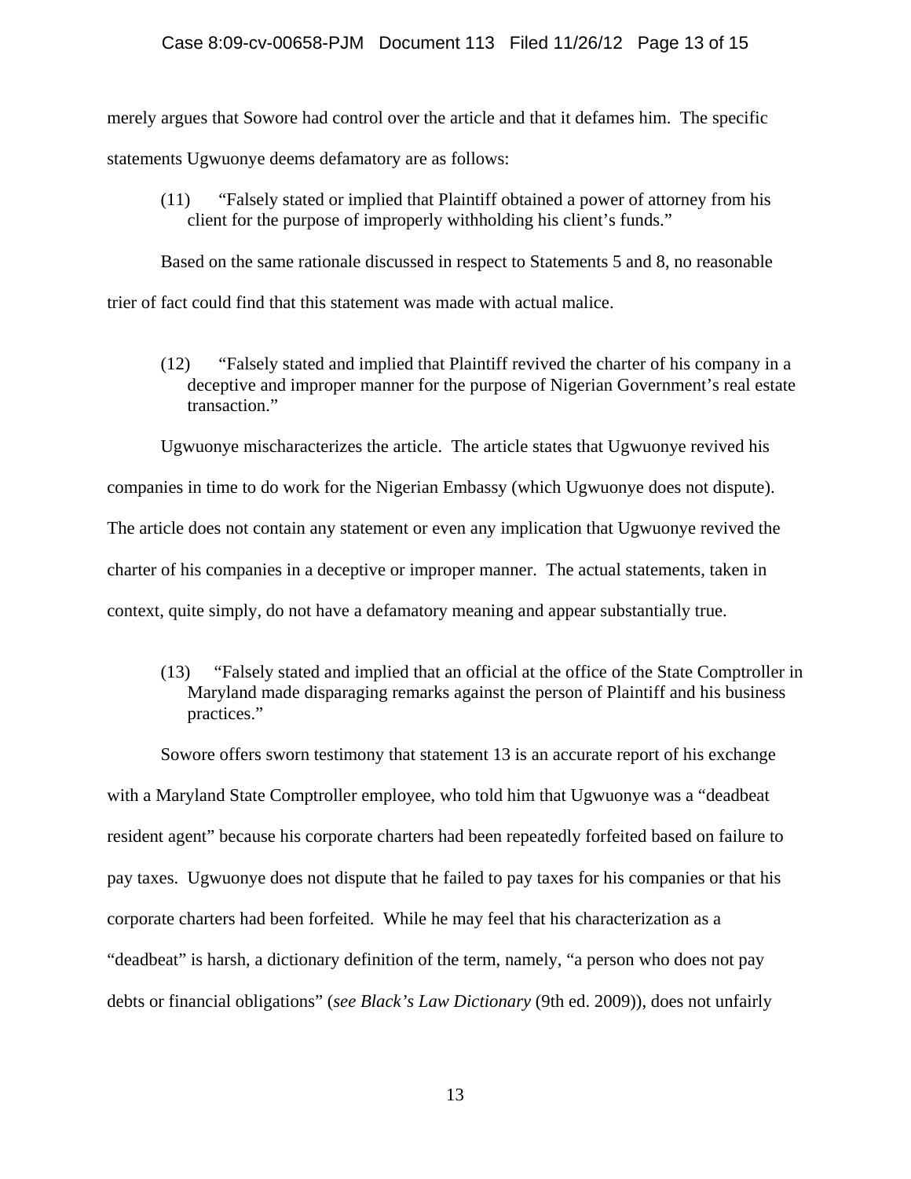merely argues that Sowore had control over the article and that it defames him. The specific statements Ugwuonye deems defamatory are as follows:

> (11) "Falsely stated or implied that Plaintiff obtained a power of attorney from his client for the purpose of improperly withholding his client's funds."

Based on the same rationale discussed in respect to Statements 5 and 8, no reasonable trier of fact could find that this statement was made with actual malice.

> (12) "Falsely stated and implied that Plaintiff revived the charter of his company in a deceptive and improper manner for the purpose of Nigerian Government's real estate transaction."

Ugwuonye mischaracterizes the article. The article states that Ugwuonye revived his companies in time to do work for the Nigerian Embassy (which Ugwuonye does not dispute). The article does not contain any statement or even any implication that Ugwuonye revived the charter of his companies in a deceptive or improper manner. The actual statements, taken in context, quite simply, do not have a defamatory meaning and appear substantially true.

> (13) "Falsely stated and implied that an official at the office of the State Comptroller in Maryland made disparaging remarks against the person of Plaintiff and his business practices."

Sowore offers sworn testimony that statement 13 is an accurate report of his exchange with a Maryland State Comptroller employee, who told him that Ugwuonye was a "deadbeat resident agent" because his corporate charters had been repeatedly forfeited based on failure to pay taxes. Ugwuonye does not dispute that he failed to pay taxes for his companies or that his corporate charters had been forfeited. While he may feel that his characterization as a "deadbeat" is harsh, a dictionary definition of the term, namely, "a person who does not pay debts or financial obligations" (*see Black's Law Dictionary* (9th ed. 2009)), does not unfairly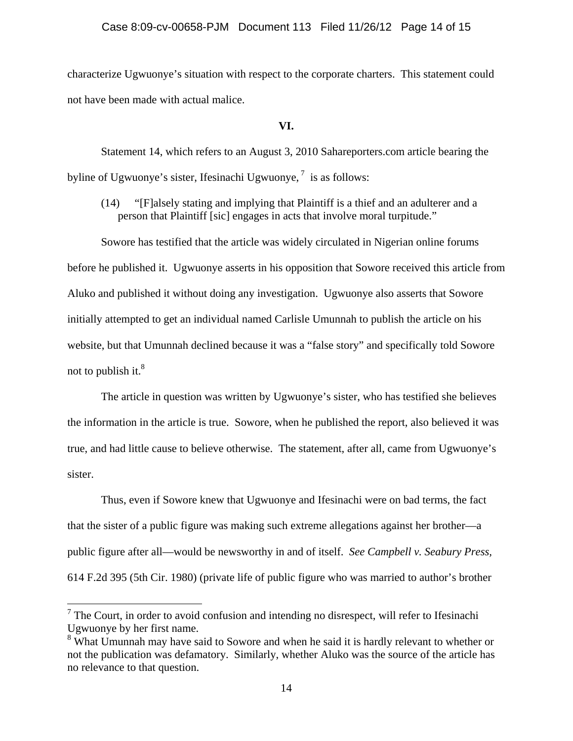characterize Ugwuonye's situation with respect to the corporate charters. This statement could not have been made with actual malice.

## VI.

Statement 14, which refers to an August 3, 2010 Sahareporters.com article bearing the byline of Ugwuonye's sister, Ifesinachi Ugwuonye,[7] is as follows:

> (14) "[F]alsely stating and implying that Plaintiff is a thief and an adulterer and a person that Plaintiff [sic] engages in acts that involve moral turpitude."

Sowore has testified that the article was widely circulated in Nigerian online forums before he published it. Ugwuonye asserts in his opposition that Sowore received this article from Aluko and published it without doing any investigation. Ugwuonye also asserts that Sowore initially attempted to get an individual named Carlisle Umunnah to publish the article on his website, but that Umunnah declined because it was a "false story" and specifically told Sowore not to publish it.[8]

The article in question was written by Ugwuonye's sister, who has testified she believes the information in the article is true. Sowore, when he published the report, also believed it was true, and had little cause to believe otherwise. The statement, after all, came from Ugwuonye's sister.

Thus, even if Sowore knew that Ugwuonye and Ifesinachi were on bad terms, the fact that the sister of a public figure was making such extreme allegations against her brother—a public figure after all—would be newsworthy in and of itself. *See Campbell v. Seabury Press*, 614 F.2d 395 (5th Cir. 1980) (private life of public figure who was married to author's brother

---

[7] The Court, in order to avoid confusion and intending no disrespect, will refer to Ifesinachi Ugwuonye by her first name.

[8] What Umunnah may have said to Sowore and when he said it is hardly relevant to whether or not the publication was defamatory. Similarly, whether Aluko was the source of the article has no relevance to that question.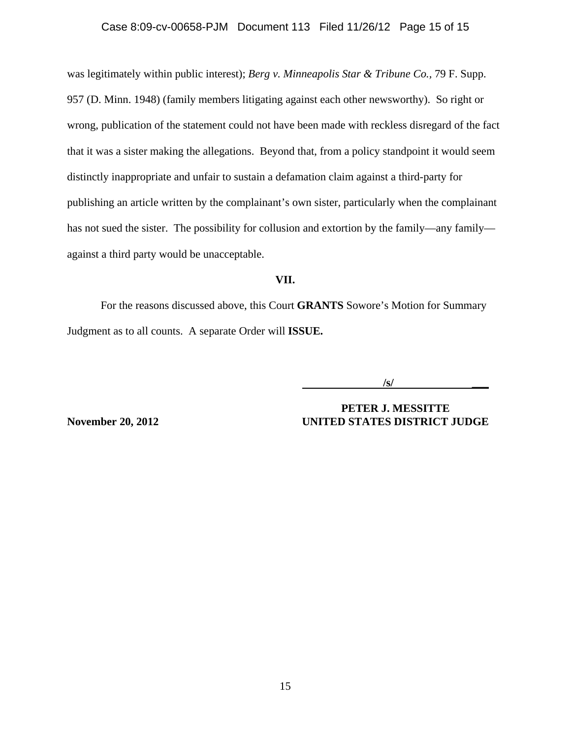was legitimately within public interest); *Berg v. Minneapolis Star & Tribune Co.*, 79 F. Supp. 957 (D. Minn. 1948) (family members litigating against each other newsworthy). So right or wrong, publication of the statement could not have been made with reckless disregard of the fact that it was a sister making the allegations. Beyond that, from a policy standpoint it would seem distinctly inappropriate and unfair to sustain a defamation claim against a third-party for publishing an article written by the complainant's own sister, particularly when the complainant has not sued the sister. The possibility for collusion and extortion by the family—any family—against a third party would be unacceptable.

**VII.**

For the reasons discussed above, this Court **GRANTS** Sowore's Motion for Summary Judgment as to all counts. A separate Order will **ISSUE.**

**/s/**

**PETER J. MESSITTE**
**UNITED STATES DISTRICT JUDGE**

**November 20, 2012**